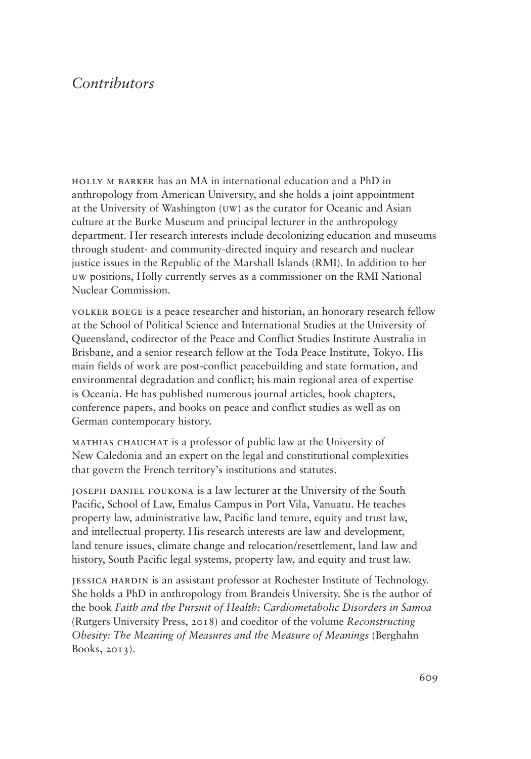# *Contributors*

HOLLY M BARKER has an MA in international education and a PhD in anthropology from American University, and she holds a joint appointment at the University of Washington (UW) as the curator for Oceanic and Asian culture at the Burke Museum and principal lecturer in the anthropology department. Her research interests include decolonizing education and museums through student- and community-directed inquiry and research and nuclear justice issues in the Republic of the Marshall Islands (RMI). In addition to her UW positions, Holly currently serves as a commissioner on the RMI National Nuclear Commission.

VOLKER BOEGE is a peace researcher and historian, an honorary research fellow at the School of Political Science and International Studies at the University of Queensland, codirector of the Peace and Conflict Studies Institute Australia in Brisbane, and a senior research fellow at the Toda Peace Institute, Tokyo. His main fields of work are post-conflict peacebuilding and state formation, and environmental degradation and conflict; his main regional area of expertise is Oceania. He has published numerous journal articles, book chapters, conference papers, and books on peace and conflict studies as well as on German contemporary history.

MATHIAS CHAUCHAT is a professor of public law at the University of New Caledonia and an expert on the legal and constitutional complexities that govern the French territory's institutions and statutes.

JOSEPH DANIEL FOUKONA is a law lecturer at the University of the South Pacific, School of Law, Emalus Campus in Port Vila, Vanuatu. He teaches property law, administrative law, Pacific land tenure, equity and trust law, and intellectual property. His research interests are law and development, land tenure issues, climate change and relocation/resettlement, land law and history, South Pacific legal systems, property law, and equity and trust law.

JESSICA HARDIN is an assistant professor at Rochester Institute of Technology. She holds a PhD in anthropology from Brandeis University. She is the author of the book *Faith and the Pursuit of Health: Cardiometabolic Disorders in Samoa* (Rutgers University Press, 2018) and coeditor of the volume *Reconstructing Obesity: The Meaning of Measures and the Measure of Meanings* (Berghahn Books, 2013).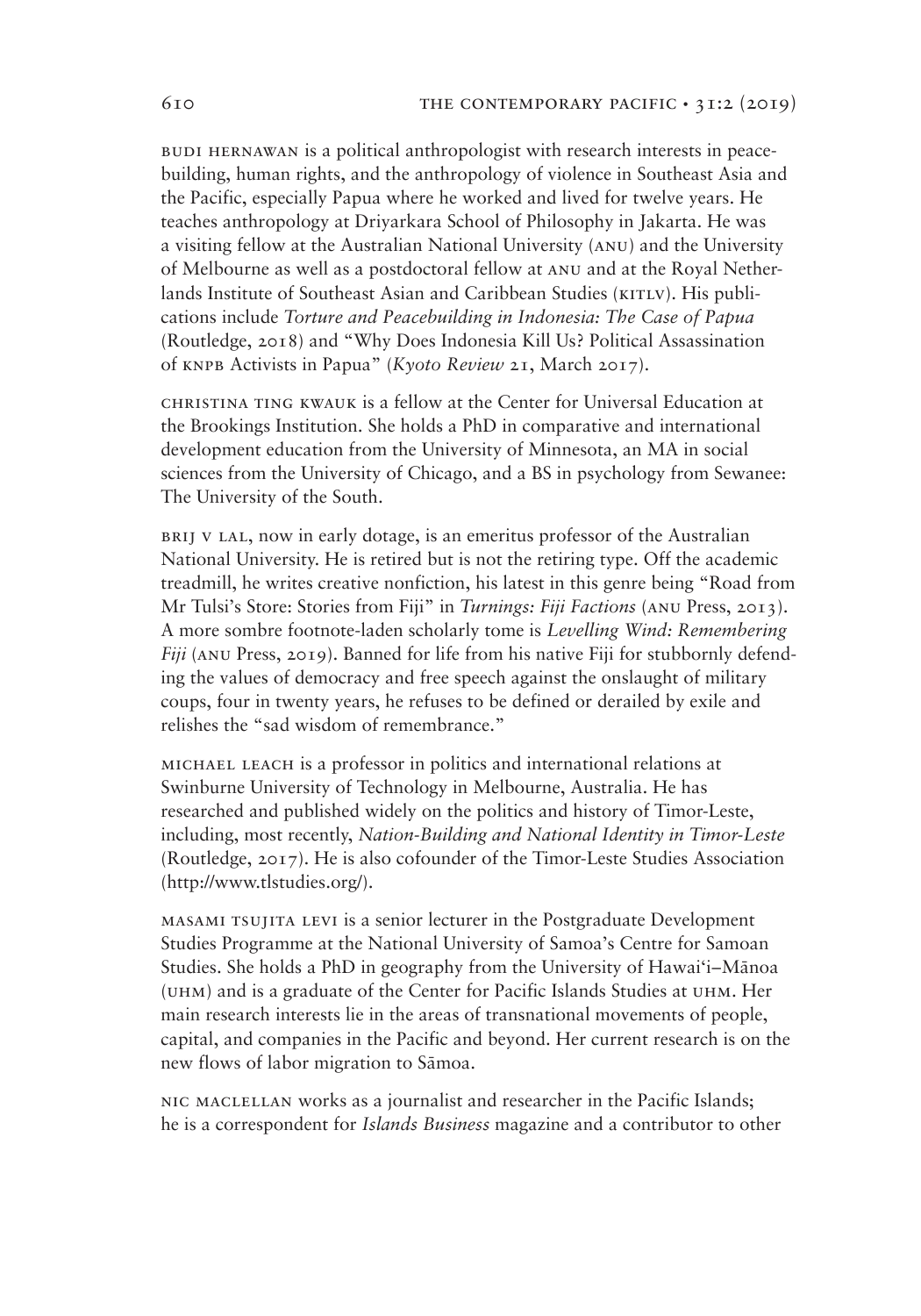BUDI HERNAWAN is a political anthropologist with research interests in peacebuilding, human rights, and the anthropology of violence in Southeast Asia and the Pacific, especially Papua where he worked and lived for twelve years. He teaches anthropology at Driyarkara School of Philosophy in Jakarta. He was a visiting fellow at the Australian National University (ANU) and the University of Melbourne as well as a postdoctoral fellow at ANU and at the Royal Netherlands Institute of Southeast Asian and Caribbean Studies (KITLV). His publications include *Torture and Peacebuilding in Indonesia: The Case of Papua* (Routledge, 2018) and "Why Does Indonesia Kill Us? Political Assassination of KNPB Activists in Papua" (*Kyoto Review* 21, March 2017).

CHRISTINA TING KWAUK is a fellow at the Center for Universal Education at the Brookings Institution. She holds a PhD in comparative and international development education from the University of Minnesota, an MA in social sciences from the University of Chicago, and a BS in psychology from Sewanee: The University of the South.

BRIJ V LAL, now in early dotage, is an emeritus professor of the Australian National University. He is retired but is not the retiring type. Off the academic treadmill, he writes creative nonfiction, his latest in this genre being "Road from Mr Tulsi's Store: Stories from Fiji" in *Turnings: Fiji Factions* (ANU Press, 2013). A more sombre footnote-laden scholarly tome is *Levelling Wind: Remembering Fiji* (ANU Press, 2019). Banned for life from his native Fiji for stubbornly defending the values of democracy and free speech against the onslaught of military coups, four in twenty years, he refuses to be defined or derailed by exile and relishes the "sad wisdom of remembrance."

MICHAEL LEACH is a professor in politics and international relations at Swinburne University of Technology in Melbourne, Australia. He has researched and published widely on the politics and history of Timor-Leste, including, most recently, *Nation-Building and National Identity in Timor-Leste* (Routledge, 2017). He is also cofounder of the Timor-Leste Studies Association (http://www.tlstudies.org/).

MASAMI TSUJITA LEVI is a senior lecturer in the Postgraduate Development Studies Programme at the National University of Samoa's Centre for Samoan Studies. She holds a PhD in geography from the University of Hawai'i–Mānoa (UHM) and is a graduate of the Center for Pacific Islands Studies at UHM. Her main research interests lie in the areas of transnational movements of people, capital, and companies in the Pacific and beyond. Her current research is on the new flows of labor migration to Sāmoa.

NIC MACLELLAN works as a journalist and researcher in the Pacific Islands; he is a correspondent for *Islands Business* magazine and a contributor to other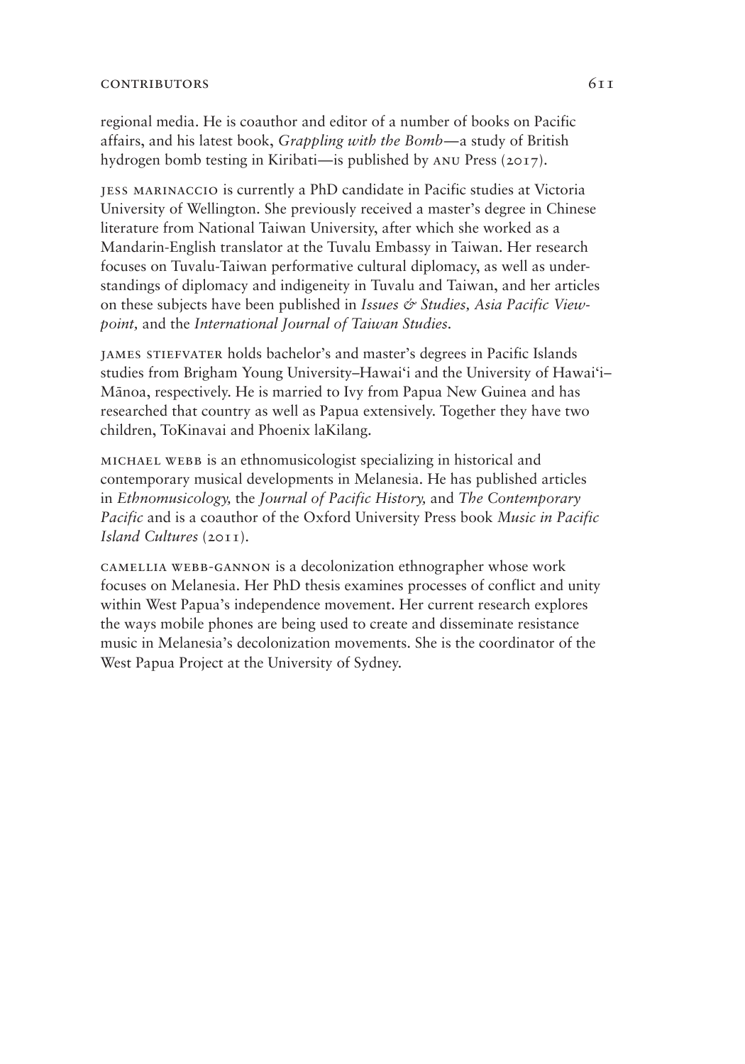regional media. He is coauthor and editor of a number of books on Pacific affairs, and his latest book, *Grappling with the Bomb*—a study of British hydrogen bomb testing in Kiribati—is published by ANU Press (2017).

JESS MARINACCIO is currently a PhD candidate in Pacific studies at Victoria University of Wellington. She previously received a master's degree in Chinese literature from National Taiwan University, after which she worked as a Mandarin-English translator at the Tuvalu Embassy in Taiwan. Her research focuses on Tuvalu-Taiwan performative cultural diplomacy, as well as understandings of diplomacy and indigeneity in Tuvalu and Taiwan, and her articles on these subjects have been published in *Issues & Studies, Asia Pacific Viewpoint,* and the *International Journal of Taiwan Studies.*

JAMES STIEFVATER holds bachelor's and master's degrees in Pacific Islands studies from Brigham Young University–Hawai'i and the University of Hawai'i–Mānoa, respectively. He is married to Ivy from Papua New Guinea and has researched that country as well as Papua extensively. Together they have two children, ToKinavai and Phoenix laKilang.

MICHAEL WEBB is an ethnomusicologist specializing in historical and contemporary musical developments in Melanesia. He has published articles in *Ethnomusicology,* the *Journal of Pacific History,* and *The Contemporary Pacific* and is a coauthor of the Oxford University Press book *Music in Pacific Island Cultures* (2011).

CAMELLIA WEBB-GANNON is a decolonization ethnographer whose work focuses on Melanesia. Her PhD thesis examines processes of conflict and unity within West Papua's independence movement. Her current research explores the ways mobile phones are being used to create and disseminate resistance music in Melanesia's decolonization movements. She is the coordinator of the West Papua Project at the University of Sydney.